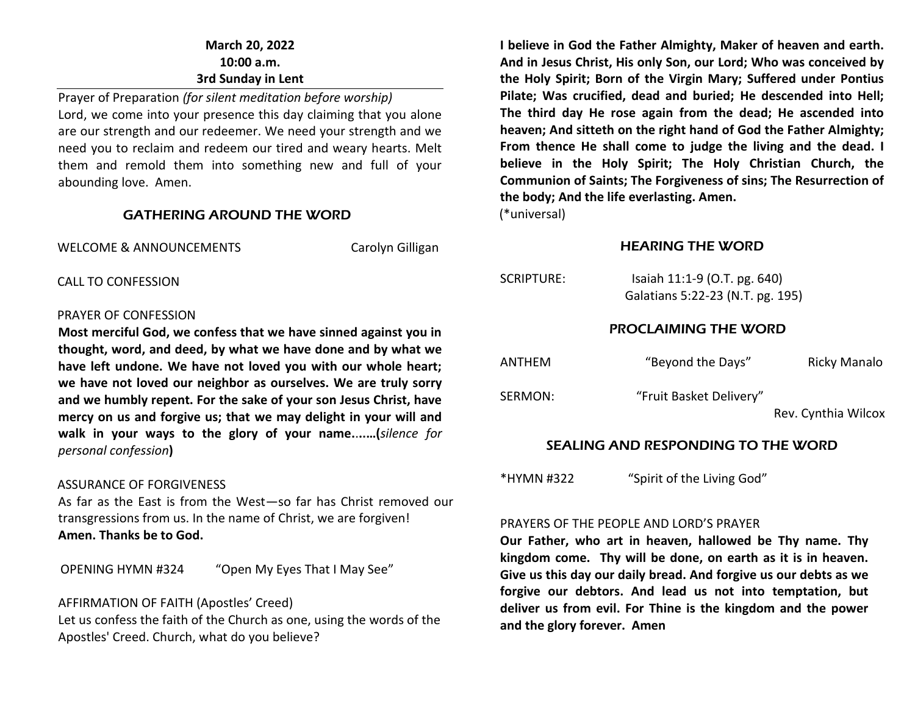**March 20, 2022**
**10:00 a.m.**
**3rd Sunday in Lent**

Prayer of Preparation *(for silent meditation before worship)*
Lord, we come into your presence this day claiming that you alone are our strength and our redeemer. We need your strength and we need you to reclaim and redeem our tired and weary hearts. Melt them and remold them into something new and full of your abounding love. Amen.

## GATHERING AROUND THE WORD

WELCOME & ANNOUNCEMENTS — Carolyn Gilligan

CALL TO CONFESSION

PRAYER OF CONFESSION
**Most merciful God, we confess that we have sinned against you in thought, word, and deed, by what we have done and by what we have left undone. We have not loved you with our whole heart; we have not loved our neighbor as ourselves. We are truly sorry and we humbly repent. For the sake of your son Jesus Christ, have mercy on us and forgive us; that we may delight in your will and walk in your ways to the glory of your name**…….**(***silence for personal confession***)**

ASSURANCE OF FORGIVENESS
As far as the East is from the West—so far has Christ removed our transgressions from us. In the name of Christ, we are forgiven!
**Amen. Thanks be to God.**

OPENING HYMN #324 — "Open My Eyes That I May See"

AFFIRMATION OF FAITH (Apostles' Creed)
Let us confess the faith of the Church as one, using the words of the Apostles' Creed. Church, what do you believe?

**I believe in God the Father Almighty, Maker of heaven and earth. And in Jesus Christ, His only Son, our Lord; Who was conceived by the Holy Spirit; Born of the Virgin Mary; Suffered under Pontius Pilate; Was crucified, dead and buried; He descended into Hell; The third day He rose again from the dead; He ascended into heaven; And sitteth on the right hand of God the Father Almighty; From thence He shall come to judge the living and the dead. I believe in the Holy Spirit; The Holy Christian Church, the Communion of Saints; The Forgiveness of sins; The Resurrection of the body; And the life everlasting. Amen.**
(*universal)

## HEARING THE WORD

SCRIPTURE: Isaiah 11:1-9 (O.T. pg. 640)
Galatians 5:22-23 (N.T. pg. 195)

## PROCLAIMING THE WORD

ANTHEM — "Beyond the Days" — Ricky Manalo

SERMON: "Fruit Basket Delivery" — Rev. Cynthia Wilcox

## SEALING AND RESPONDING TO THE WORD

*HYMN #322 — "Spirit of the Living God"

PRAYERS OF THE PEOPLE AND LORD'S PRAYER
**Our Father, who art in heaven, hallowed be Thy name. Thy kingdom come. Thy will be done, on earth as it is in heaven. Give us this day our daily bread. And forgive us our debts as we forgive our debtors. And lead us not into temptation, but deliver us from evil. For Thine is the kingdom and the power and the glory forever. Amen**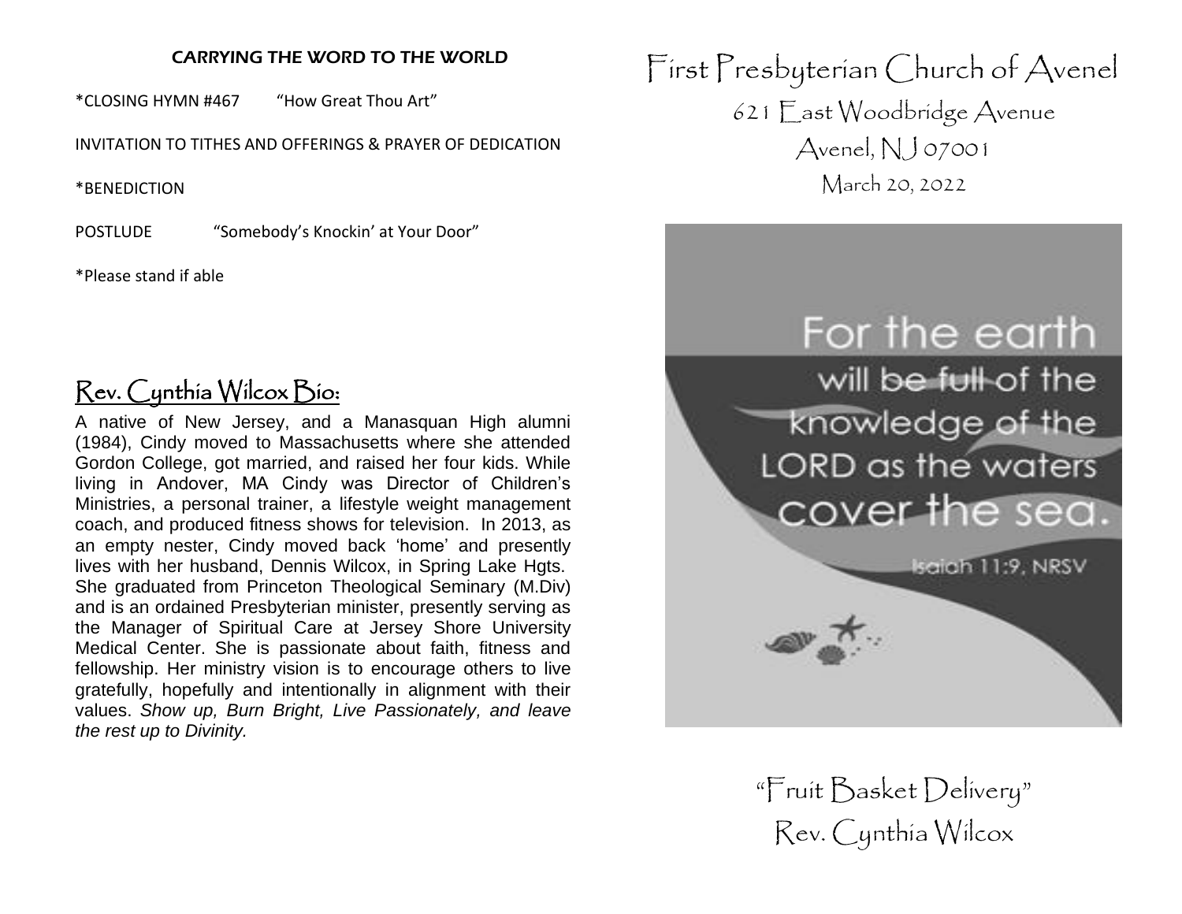**CARRYING THE WORD TO THE WORLD**

*CLOSING HYMN #467 “How Great Thou Art”

INVITATION TO TITHES AND OFFERINGS & PRAYER OF DEDICATION

*BENEDICTION

POSTLUDE “Somebody’s Knockin’ at Your Door”

*Please stand if able

## Rev. Cynthia Wilcox Bio:

A native of New Jersey, and a Manasquan High alumni (1984), Cindy moved to Massachusetts where she attended Gordon College, got married, and raised her four kids. While living in Andover, MA Cindy was Director of Children’s Ministries, a personal trainer, a lifestyle weight management coach, and produced fitness shows for television. In 2013, as an empty nester, Cindy moved back ‘home’ and presently lives with her husband, Dennis Wilcox, in Spring Lake Hgts. She graduated from Princeton Theological Seminary (M.Div) and is an ordained Presbyterian minister, presently serving as the Manager of Spiritual Care at Jersey Shore University Medical Center. She is passionate about faith, fitness and fellowship. Her ministry vision is to encourage others to live gratefully, hopefully and intentionally in alignment with their values. *Show up, Burn Bright, Live Passionately, and leave the rest up to Divinity.*

# First Presbyterian Church of Avenel

621 East Woodbridge Avenue

Avenel, NJ 07001

March 20, 2022

For the earth will be full of the knowledge of the LORD as the waters cover the sea.

Isaiah 11:9, NRSV

“Fruit Basket Delivery”

Rev. Cynthia Wilcox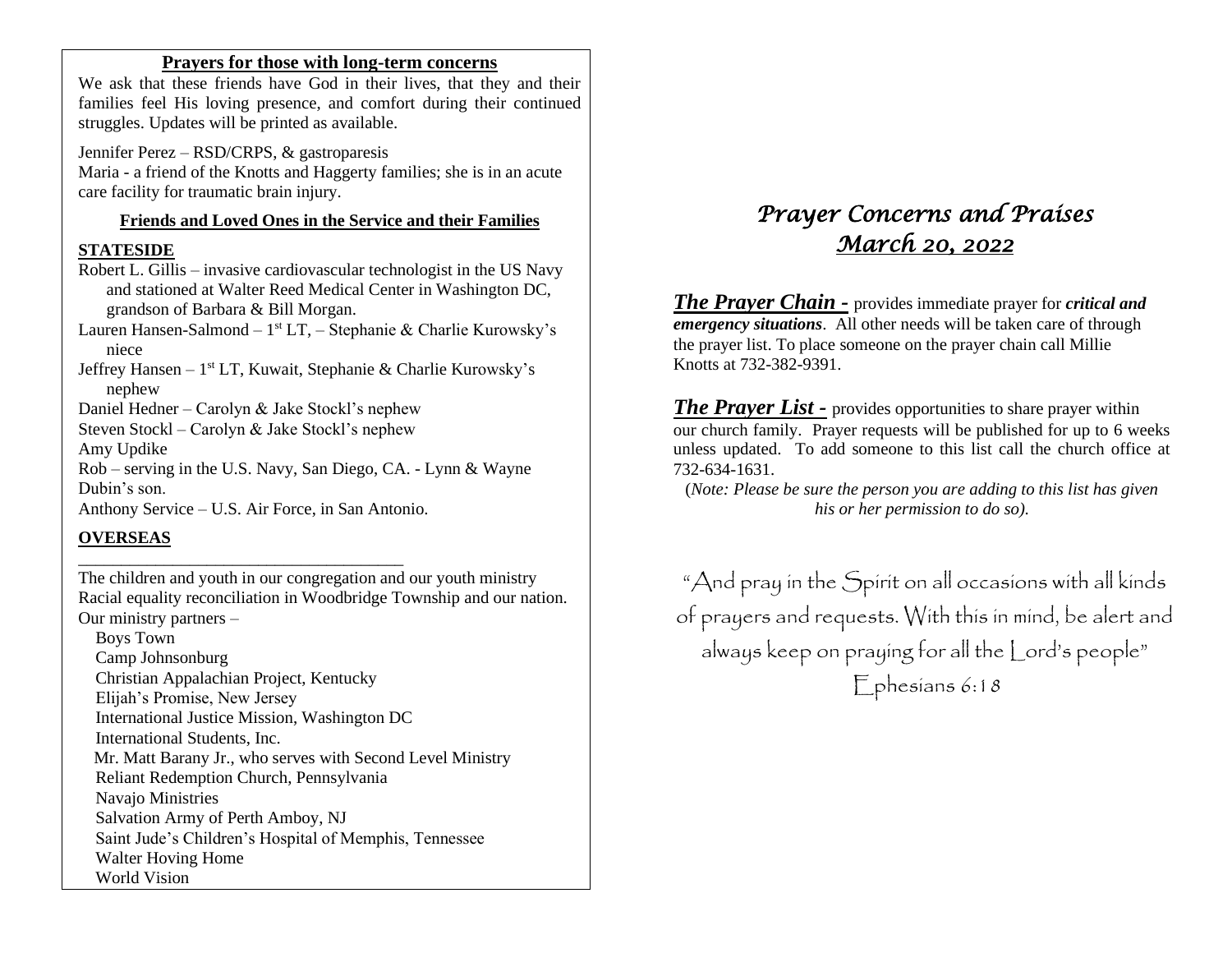## Prayers for those with long-term concerns

We ask that these friends have God in their lives, that they and their families feel His loving presence, and comfort during their continued struggles. Updates will be printed as available.

Jennifer Perez – RSD/CRPS, & gastroparesis
Maria - a friend of the Knotts and Haggerty families; she is in an acute care facility for traumatic brain injury.

### Friends and Loved Ones in the Service and their Families

**STATESIDE**

Robert L. Gillis – invasive cardiovascular technologist in the US Navy and stationed at Walter Reed Medical Center in Washington DC, grandson of Barbara & Bill Morgan.
Lauren Hansen-Salmond – 1st LT, – Stephanie & Charlie Kurowsky's niece
Jeffrey Hansen – 1st LT, Kuwait, Stephanie & Charlie Kurowsky's nephew
Daniel Hedner – Carolyn & Jake Stockl's nephew
Steven Stockl – Carolyn & Jake Stockl's nephew
Amy Updike
Rob – serving in the U.S. Navy, San Diego, CA. - Lynn & Wayne Dubin's son.
Anthony Service – U.S. Air Force, in San Antonio.

**OVERSEAS**

---

The children and youth in our congregation and our youth ministry
Racial equality reconciliation in Woodbridge Township and our nation.
Our ministry partners –

- Boys Town
- Camp Johnsonburg
- Christian Appalachian Project, Kentucky
- Elijah's Promise, New Jersey
- International Justice Mission, Washington DC
- International Students, Inc.
- Mr. Matt Barany Jr., who serves with Second Level Ministry
- Reliant Redemption Church, Pennsylvania
- Navajo Ministries
- Salvation Army of Perth Amboy, NJ
- Saint Jude's Children's Hospital of Memphis, Tennessee
- Walter Hoving Home
- World Vision

# *Prayer Concerns and Praises*
## *March 20, 2022*

***The Prayer Chain -*** provides immediate prayer for ***critical and emergency situations***. All other needs will be taken care of through the prayer list. To place someone on the prayer chain call Millie Knotts at 732-382-9391.

***The Prayer List -*** provides opportunities to share prayer within our church family. Prayer requests will be published for up to 6 weeks unless updated. To add someone to this list call the church office at 732-634-1631.

(*Note: Please be sure the person you are adding to this list has given his or her permission to do so).*

"And pray in the Spirit on all occasions with all kinds of prayers and requests. With this in mind, be alert and always keep on praying for all the Lord's people"
Ephesians 6:18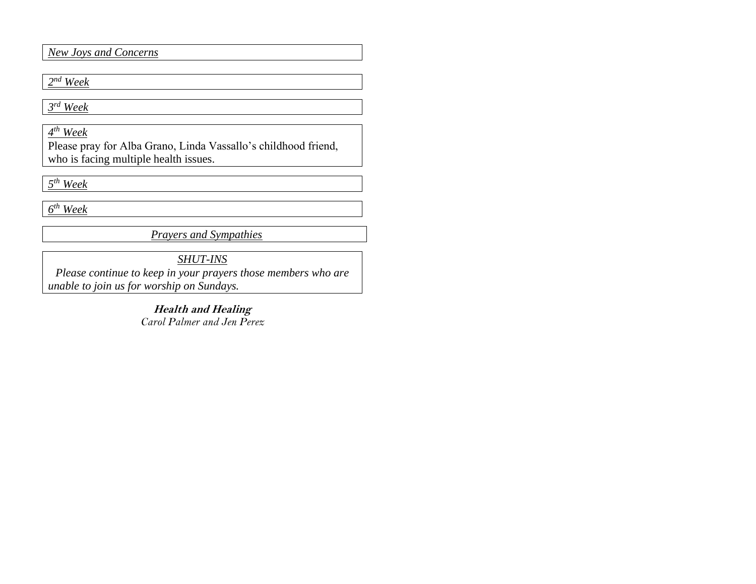*New Joys and Concerns*

*2nd Week*

*3rd Week*

*4th Week*

Please pray for Alba Grano, Linda Vassallo's childhood friend, who is facing multiple health issues.

*5th Week*

*6th Week*

*Prayers and Sympathies*

*SHUT-INS*

*Please continue to keep in your prayers those members who are unable to join us for worship on Sundays.*

***Health and Healing***

*Carol Palmer and Jen Perez*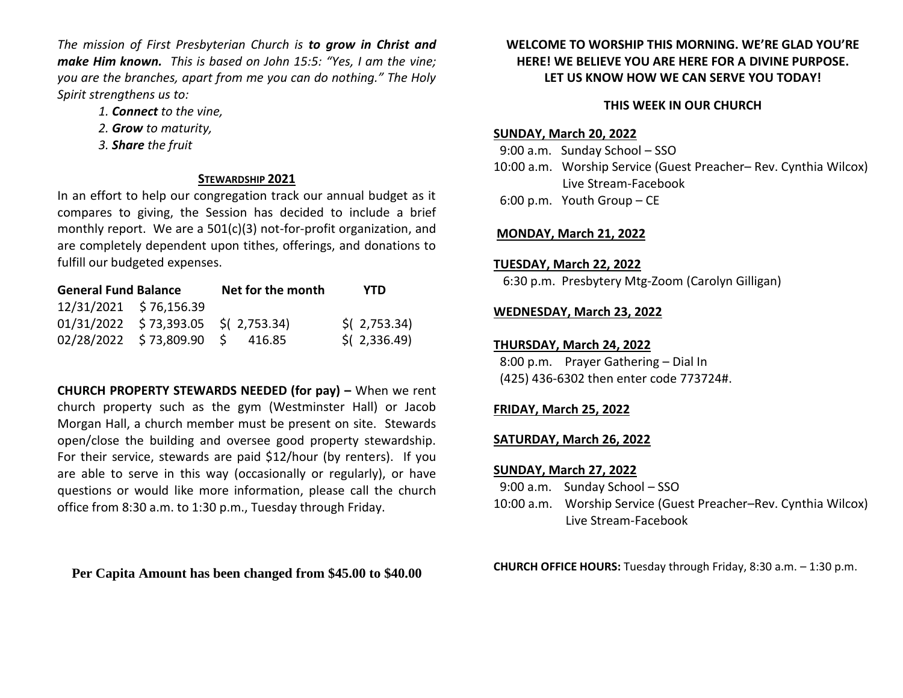*The mission of First Presbyterian Church is **to grow in Christ and make Him known.** This is based on John 15:5: "Yes, I am the vine; you are the branches, apart from me you can do nothing." The Holy Spirit strengthens us to:*

1. ***Connect** to the vine,*
2. ***Grow** to maturity,*
3. ***Share** the fruit*

## STEWARDSHIP 2021

In an effort to help our congregation track our annual budget as it compares to giving, the Session has decided to include a brief monthly report. We are a 501(c)(3) not-for-profit organization, and are completely dependent upon tithes, offerings, and donations to fulfill our budgeted expenses.

| General Fund Balance | | Net for the month | YTD |
|---|---|---|---|
| 12/31/2021 | $ 76,156.39 | | |
| 01/31/2022 | $ 73,393.05 | $( 2,753.34) | $( 2,753.34) |
| 02/28/2022 | $ 73,809.90 | $ 416.85 | $( 2,336.49) |

**CHURCH PROPERTY STEWARDS NEEDED (for pay) –** When we rent church property such as the gym (Westminster Hall) or Jacob Morgan Hall, a church member must be present on site. Stewards open/close the building and oversee good property stewardship. For their service, stewards are paid $12/hour (by renters). If you are able to serve in this way (occasionally or regularly), or have questions or would like more information, please call the church office from 8:30 a.m. to 1:30 p.m., Tuesday through Friday.

**Per Capita Amount has been changed from $45.00 to $40.00**

**WELCOME TO WORSHIP THIS MORNING. WE'RE GLAD YOU'RE HERE! WE BELIEVE YOU ARE HERE FOR A DIVINE PURPOSE. LET US KNOW HOW WE CAN SERVE YOU TODAY!**

## THIS WEEK IN OUR CHURCH

**SUNDAY, March 20, 2022**

9:00 a.m. Sunday School – SSO
10:00 a.m. Worship Service (Guest Preacher– Rev. Cynthia Wilcox) Live Stream-Facebook
6:00 p.m. Youth Group – CE

**MONDAY, March 21, 2022**

**TUESDAY, March 22, 2022**

6:30 p.m. Presbytery Mtg-Zoom (Carolyn Gilligan)

**WEDNESDAY, March 23, 2022**

**THURSDAY, March 24, 2022**

8:00 p.m. Prayer Gathering – Dial In (425) 436-6302 then enter code 773724#.

**FRIDAY, March 25, 2022**

**SATURDAY, March 26, 2022**

**SUNDAY, March 27, 2022**

9:00 a.m. Sunday School – SSO
10:00 a.m. Worship Service (Guest Preacher–Rev. Cynthia Wilcox) Live Stream-Facebook

**CHURCH OFFICE HOURS:** Tuesday through Friday, 8:30 a.m. – 1:30 p.m.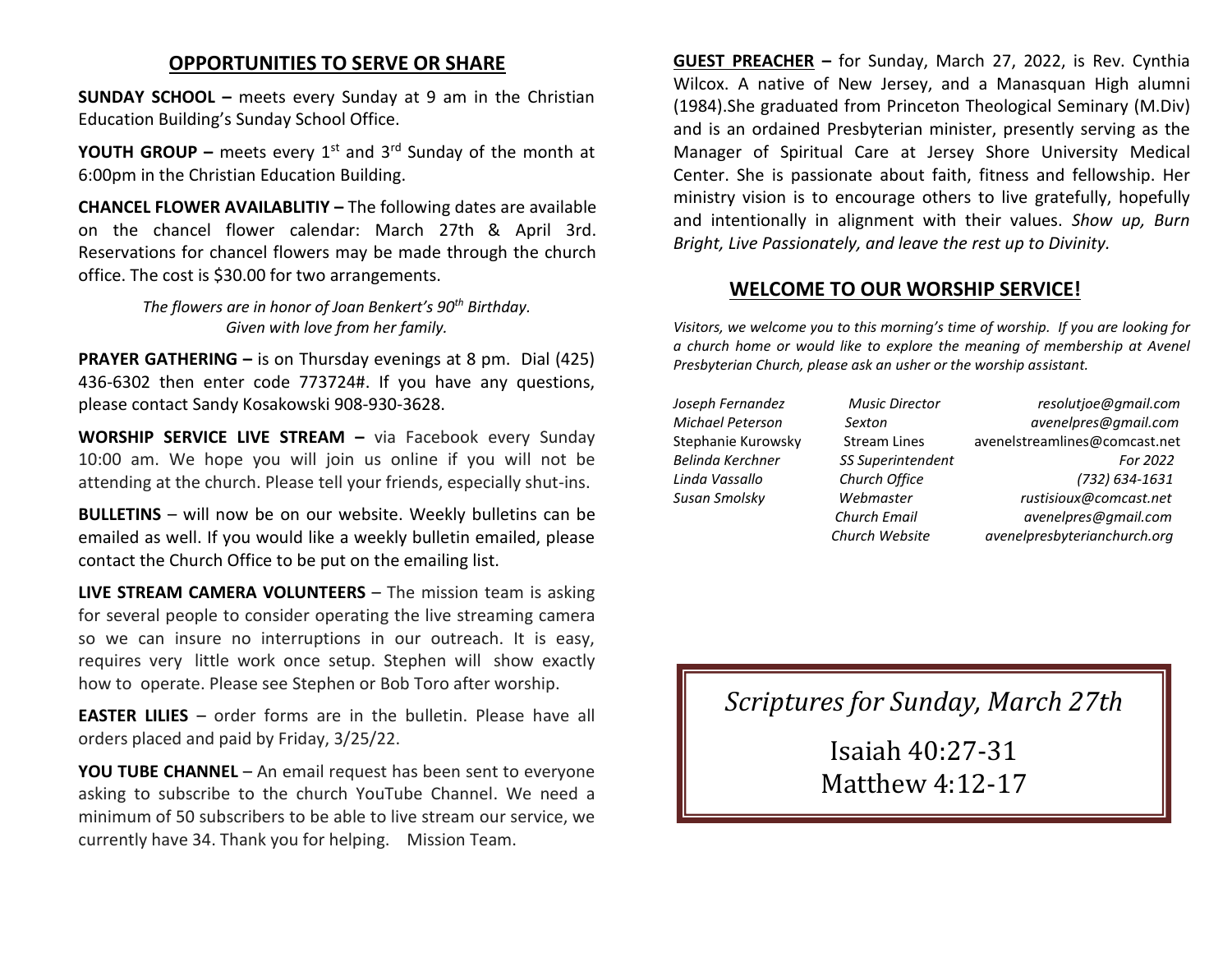## OPPORTUNITIES TO SERVE OR SHARE

**SUNDAY SCHOOL –** meets every Sunday at 9 am in the Christian Education Building's Sunday School Office.

**YOUTH GROUP –** meets every 1st and 3rd Sunday of the month at 6:00pm in the Christian Education Building.

**CHANCEL FLOWER AVAILABLITIY –** The following dates are available on the chancel flower calendar: March 27th & April 3rd. Reservations for chancel flowers may be made through the church office. The cost is $30.00 for two arrangements.

*The flowers are in honor of Joan Benkert's 90th Birthday.*
*Given with love from her family.*

**PRAYER GATHERING –** is on Thursday evenings at 8 pm. Dial (425) 436-6302 then enter code 773724#. If you have any questions, please contact Sandy Kosakowski 908-930-3628.

**WORSHIP SERVICE LIVE STREAM –** via Facebook every Sunday 10:00 am. We hope you will join us online if you will not be attending at the church. Please tell your friends, especially shut-ins.

**BULLETINS** – will now be on our website. Weekly bulletins can be emailed as well. If you would like a weekly bulletin emailed, please contact the Church Office to be put on the emailing list.

**LIVE STREAM CAMERA VOLUNTEERS** – The mission team is asking for several people to consider operating the live streaming camera so we can insure no interruptions in our outreach. It is easy, requires very little work once setup. Stephen will show exactly how to operate. Please see Stephen or Bob Toro after worship.

**EASTER LILIES** – order forms are in the bulletin. Please have all orders placed and paid by Friday, 3/25/22.

**YOU TUBE CHANNEL** – An email request has been sent to everyone asking to subscribe to the church YouTube Channel. We need a minimum of 50 subscribers to be able to live stream our service, we currently have 34. Thank you for helping. Mission Team.

**GUEST PREACHER –** for Sunday, March 27, 2022, is Rev. Cynthia Wilcox. A native of New Jersey, and a Manasquan High alumni (1984).She graduated from Princeton Theological Seminary (M.Div) and is an ordained Presbyterian minister, presently serving as the Manager of Spiritual Care at Jersey Shore University Medical Center. She is passionate about faith, fitness and fellowship. Her ministry vision is to encourage others to live gratefully, hopefully and intentionally in alignment with their values. *Show up, Burn Bright, Live Passionately, and leave the rest up to Divinity.*

## WELCOME TO OUR WORSHIP SERVICE!

*Visitors, we welcome you to this morning's time of worship. If you are looking for a church home or would like to explore the meaning of membership at Avenel Presbyterian Church, please ask an usher or the worship assistant.*

| | | |
|---|---|---|
| *Joseph Fernandez* | *Music Director* | *resolutjoe@gmail.com* |
| *Michael Peterson* | *Sexton* | *avenelpres@gmail.com* |
| Stephanie Kurowsky | Stream Lines | avenelstreamlines@comcast.net |
| *Belinda Kerchner* | *SS Superintendent* | *For 2022* |
| *Linda Vassallo* | *Church Office* | *(732) 634-1631* |
| *Susan Smolsky* | *Webmaster* | *rustisioux@comcast.net* |
| | *Church Email* | *avenelpres@gmail.com* |
| | *Church Website* | *avenelpresbyterianchurch.org* |

*Scriptures for Sunday, March 27th*

Isaiah 40:27-31
Matthew 4:12-17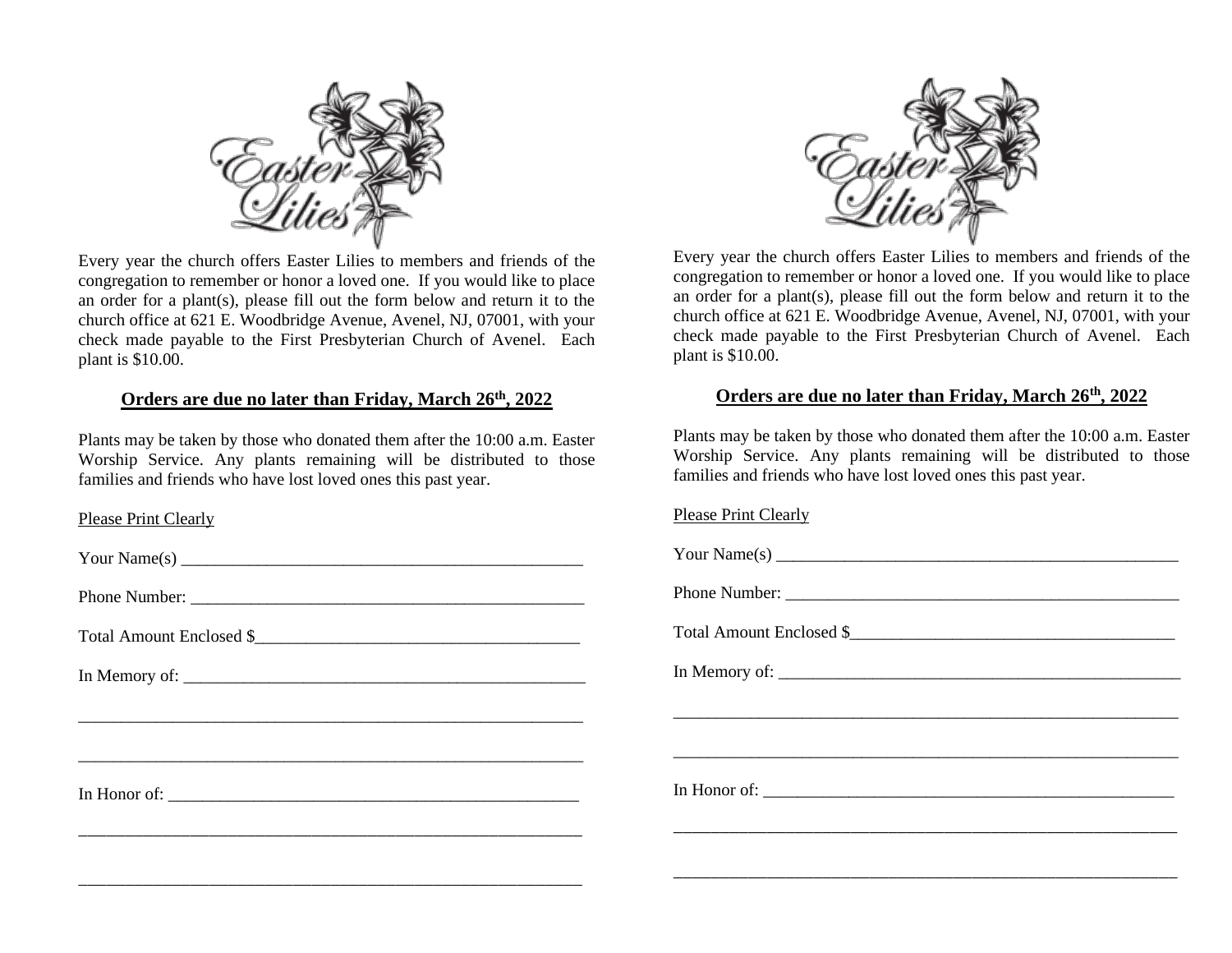Every year the church offers Easter Lilies to members and friends of the congregation to remember or honor a loved one. If you would like to place an order for a plant(s), please fill out the form below and return it to the church office at 621 E. Woodbridge Avenue, Avenel, NJ, 07001, with your check made payable to the First Presbyterian Church of Avenel. Each plant is $10.00.

**Orders are due no later than Friday, March 26th, 2022**

Plants may be taken by those who donated them after the 10:00 a.m. Easter Worship Service. Any plants remaining will be distributed to those families and friends who have lost loved ones this past year.

Please Print Clearly

Your Name(s) _______________________________________________

Phone Number: _______________________________________________

Total Amount Enclosed $_____________________________________

In Memory of: _______________________________________________

_____________________________________________________________

_____________________________________________________________

In Honor of: _______________________________________________

_____________________________________________________________

_____________________________________________________________

Every year the church offers Easter Lilies to members and friends of the congregation to remember or honor a loved one. If you would like to place an order for a plant(s), please fill out the form below and return it to the church office at 621 E. Woodbridge Avenue, Avenel, NJ, 07001, with your check made payable to the First Presbyterian Church of Avenel. Each plant is $10.00.

**Orders are due no later than Friday, March 26th, 2022**

Plants may be taken by those who donated them after the 10:00 a.m. Easter Worship Service. Any plants remaining will be distributed to those families and friends who have lost loved ones this past year.

Please Print Clearly

Your Name(s) _______________________________________________

Phone Number: _______________________________________________

Total Amount Enclosed $_____________________________________

In Memory of: _______________________________________________

_____________________________________________________________

_____________________________________________________________

In Honor of: _______________________________________________

_____________________________________________________________

_____________________________________________________________